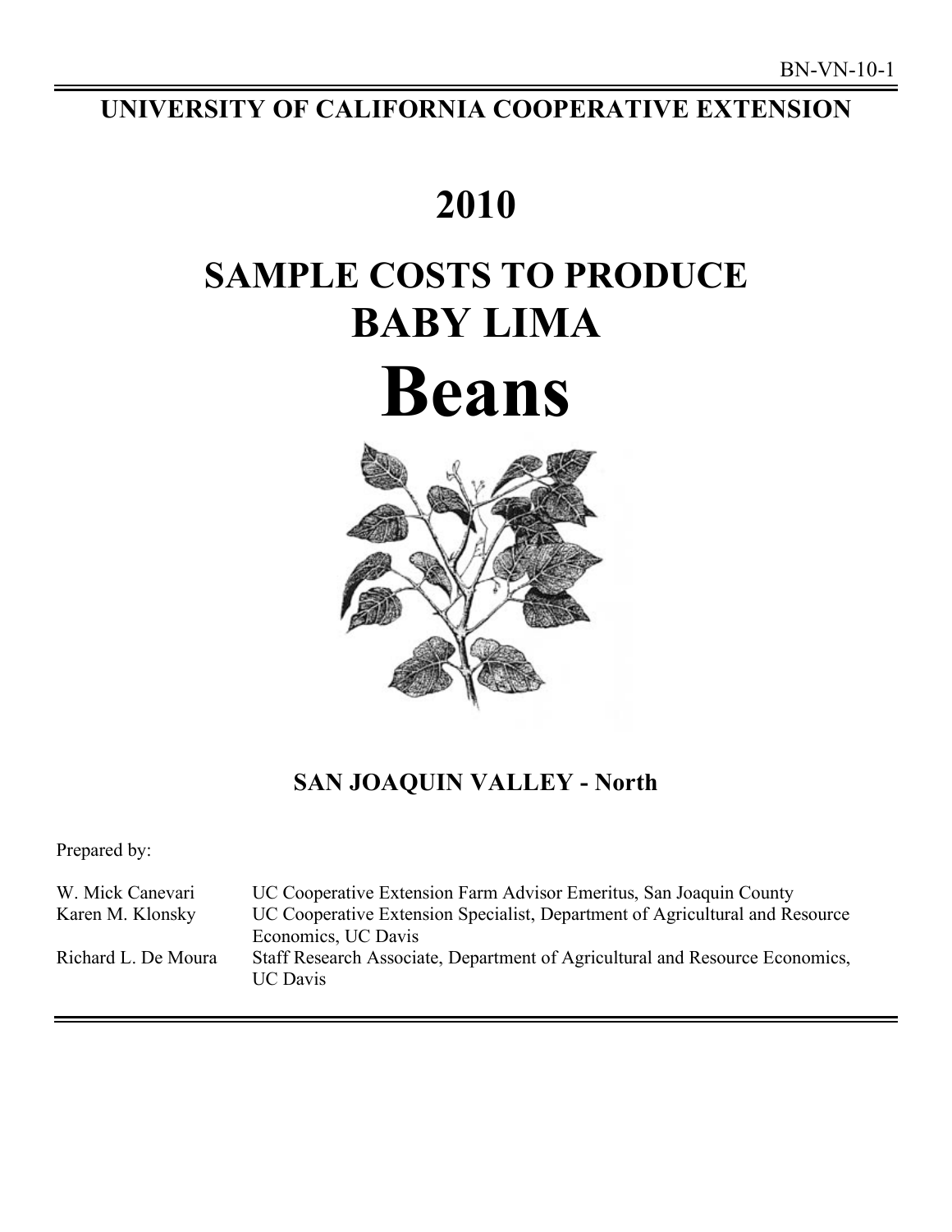BN-VN-10-1

# UNIVERSITY OF CALIFORNIA COOPERATIVE EXTENSION

# 2010

# SAMPLE COSTS TO PRODUCE BABY LIMA Beans

## SAN JOAQUIN VALLEY - North

Prepared by:

| | |
|---|---|
| W. Mick Canevari | UC Cooperative Extension Farm Advisor Emeritus, San Joaquin County |
| Karen M. Klonsky | UC Cooperative Extension Specialist, Department of Agricultural and Resource Economics, UC Davis |
| Richard L. De Moura | Staff Research Associate, Department of Agricultural and Resource Economics, UC Davis |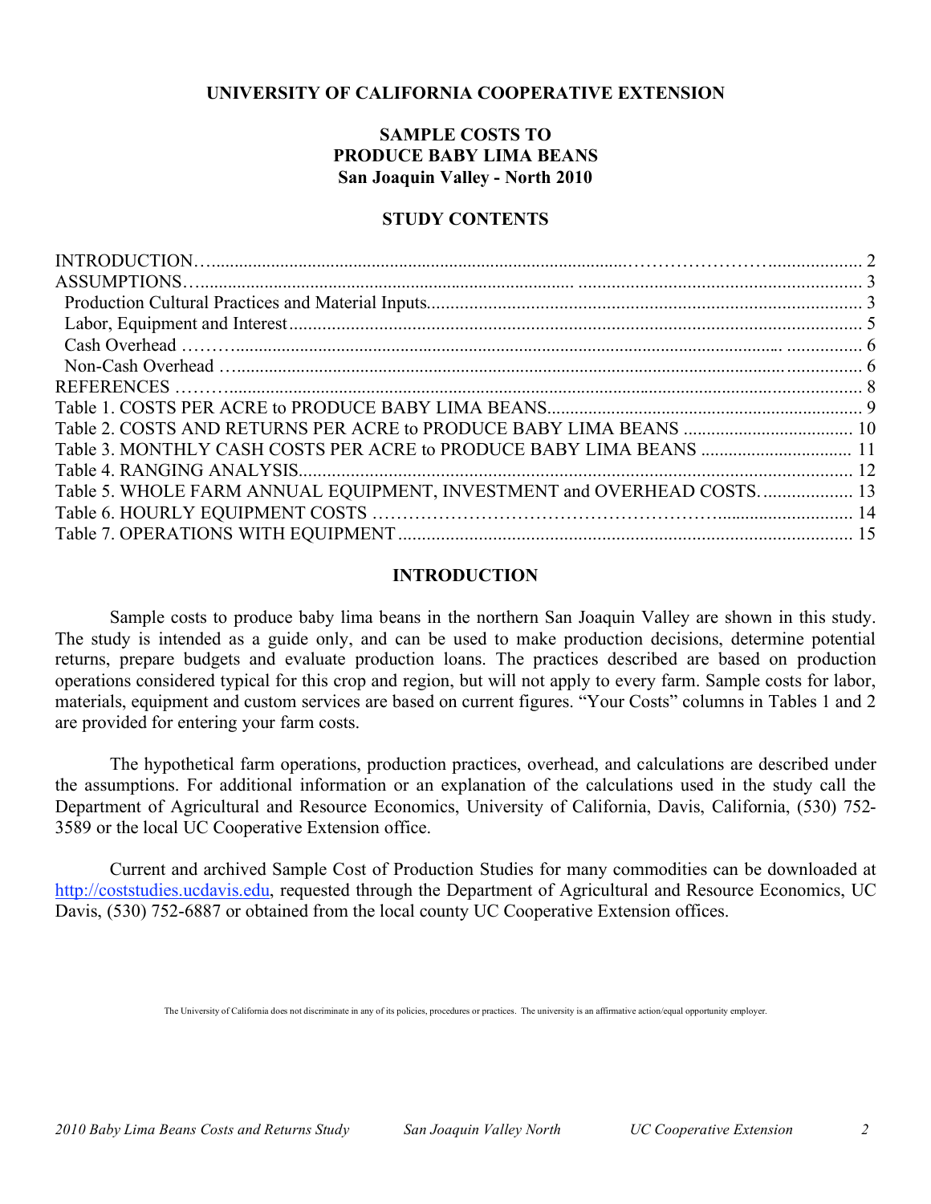**UNIVERSITY OF CALIFORNIA COOPERATIVE EXTENSION**

# SAMPLE COSTS TO PRODUCE BABY LIMA BEANS
## San Joaquin Valley - North 2010

### STUDY CONTENTS

| | |
|---|---|
| INTRODUCTION | 2 |
| ASSUMPTIONS | 3 |
| Production Cultural Practices and Material Inputs | 3 |
| Labor, Equipment and Interest | 5 |
| Cash Overhead | 6 |
| Non-Cash Overhead | 6 |
| REFERENCES | 8 |
| Table 1. COSTS PER ACRE to PRODUCE BABY LIMA BEANS | 9 |
| Table 2. COSTS AND RETURNS PER ACRE to PRODUCE BABY LIMA BEANS | 10 |
| Table 3. MONTHLY CASH COSTS PER ACRE to PRODUCE BABY LIMA BEANS | 11 |
| Table 4. RANGING ANALYSIS | 12 |
| Table 5. WHOLE FARM ANNUAL EQUIPMENT, INVESTMENT and OVERHEAD COSTS. | 13 |
| Table 6. HOURLY EQUIPMENT COSTS | 14 |
| Table 7. OPERATIONS WITH EQUIPMENT | 15 |

### INTRODUCTION

Sample costs to produce baby lima beans in the northern San Joaquin Valley are shown in this study. The study is intended as a guide only, and can be used to make production decisions, determine potential returns, prepare budgets and evaluate production loans. The practices described are based on production operations considered typical for this crop and region, but will not apply to every farm. Sample costs for labor, materials, equipment and custom services are based on current figures. "Your Costs" columns in Tables 1 and 2 are provided for entering your farm costs.

The hypothetical farm operations, production practices, overhead, and calculations are described under the assumptions. For additional information or an explanation of the calculations used in the study call the Department of Agricultural and Resource Economics, University of California, Davis, California, (530) 752-3589 or the local UC Cooperative Extension office.

Current and archived Sample Cost of Production Studies for many commodities can be downloaded at http://coststudies.ucdavis.edu, requested through the Department of Agricultural and Resource Economics, UC Davis, (530) 752-6887 or obtained from the local county UC Cooperative Extension offices.

The University of California does not discriminate in any of its policies, procedures or practices. The university is an affirmative action/equal opportunity employer.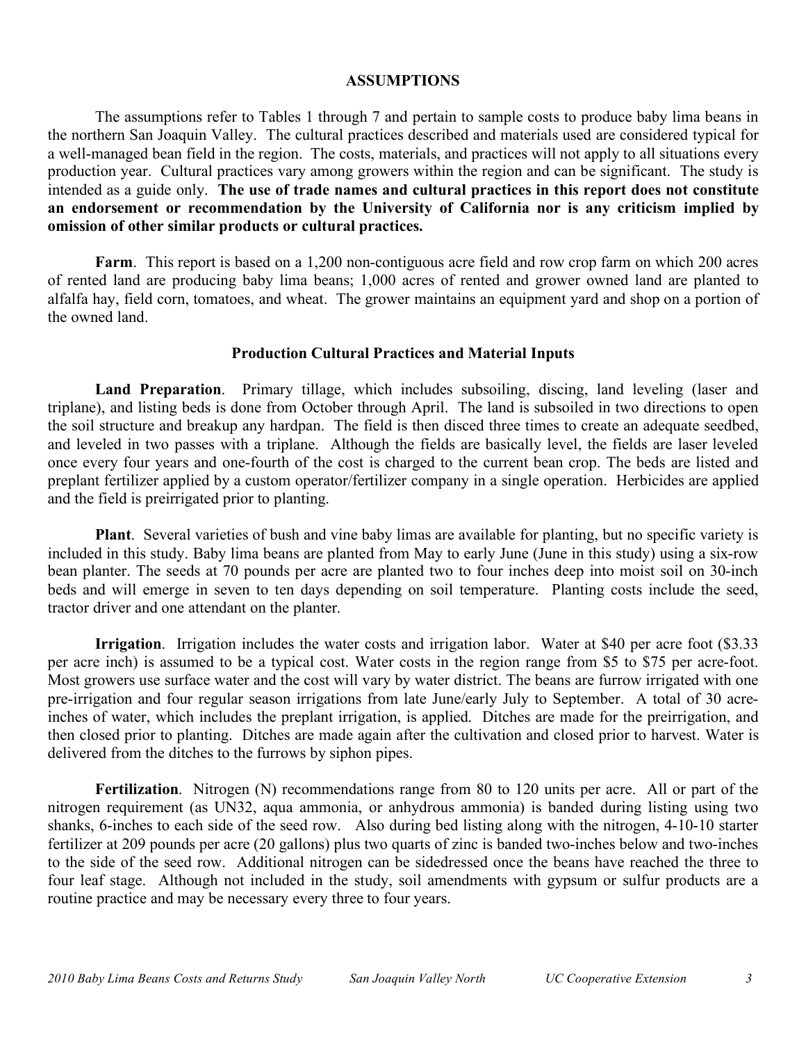## ASSUMPTIONS

The assumptions refer to Tables 1 through 7 and pertain to sample costs to produce baby lima beans in the northern San Joaquin Valley. The cultural practices described and materials used are considered typical for a well-managed bean field in the region. The costs, materials, and practices will not apply to all situations every production year. Cultural practices vary among growers within the region and can be significant. The study is intended as a guide only. **The use of trade names and cultural practices in this report does not constitute an endorsement or recommendation by the University of California nor is any criticism implied by omission of other similar products or cultural practices.**

**Farm**. This report is based on a 1,200 non-contiguous acre field and row crop farm on which 200 acres of rented land are producing baby lima beans; 1,000 acres of rented and grower owned land are planted to alfalfa hay, field corn, tomatoes, and wheat. The grower maintains an equipment yard and shop on a portion of the owned land.

### Production Cultural Practices and Material Inputs

**Land Preparation**. Primary tillage, which includes subsoiling, discing, land leveling (laser and triplane), and listing beds is done from October through April. The land is subsoiled in two directions to open the soil structure and breakup any hardpan. The field is then disced three times to create an adequate seedbed, and leveled in two passes with a triplane. Although the fields are basically level, the fields are laser leveled once every four years and one-fourth of the cost is charged to the current bean crop. The beds are listed and preplant fertilizer applied by a custom operator/fertilizer company in a single operation. Herbicides are applied and the field is preirrigated prior to planting.

**Plant**. Several varieties of bush and vine baby limas are available for planting, but no specific variety is included in this study. Baby lima beans are planted from May to early June (June in this study) using a six-row bean planter. The seeds at 70 pounds per acre are planted two to four inches deep into moist soil on 30-inch beds and will emerge in seven to ten days depending on soil temperature. Planting costs include the seed, tractor driver and one attendant on the planter.

**Irrigation**. Irrigation includes the water costs and irrigation labor. Water at $40 per acre foot ($3.33 per acre inch) is assumed to be a typical cost. Water costs in the region range from $5 to $75 per acre-foot. Most growers use surface water and the cost will vary by water district. The beans are furrow irrigated with one pre-irrigation and four regular season irrigations from late June/early July to September. A total of 30 acre-inches of water, which includes the preplant irrigation, is applied. Ditches are made for the preirrigation, and then closed prior to planting. Ditches are made again after the cultivation and closed prior to harvest. Water is delivered from the ditches to the furrows by siphon pipes.

**Fertilization**. Nitrogen (N) recommendations range from 80 to 120 units per acre. All or part of the nitrogen requirement (as UN32, aqua ammonia, or anhydrous ammonia) is banded during listing using two shanks, 6-inches to each side of the seed row. Also during bed listing along with the nitrogen, 4-10-10 starter fertilizer at 209 pounds per acre (20 gallons) plus two quarts of zinc is banded two-inches below and two-inches to the side of the seed row. Additional nitrogen can be sidedressed once the beans have reached the three to four leaf stage. Although not included in the study, soil amendments with gypsum or sulfur products are a routine practice and may be necessary every three to four years.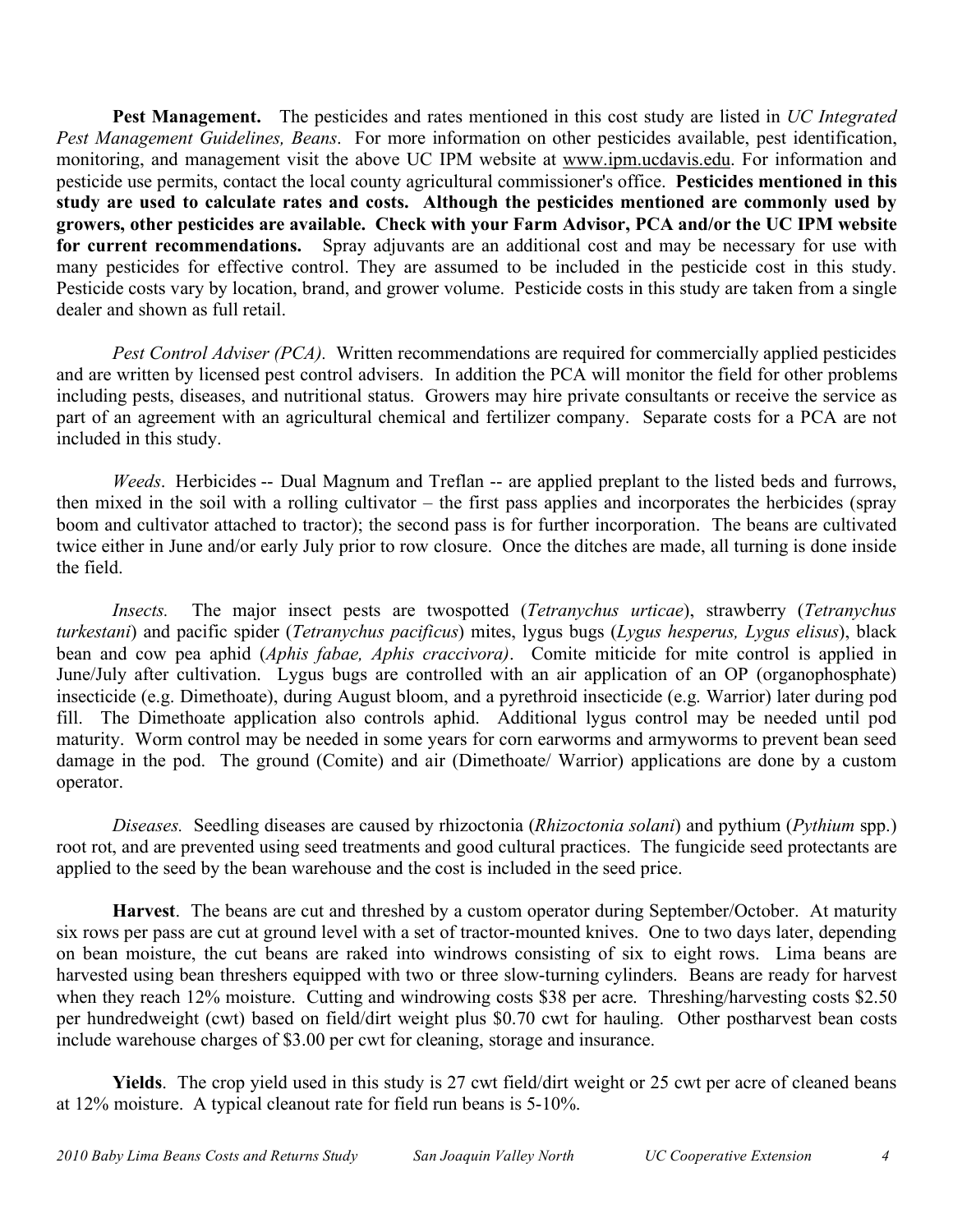**Pest Management.** The pesticides and rates mentioned in this cost study are listed in *UC Integrated Pest Management Guidelines, Beans*. For more information on other pesticides available, pest identification, monitoring, and management visit the above UC IPM website at www.ipm.ucdavis.edu. For information and pesticide use permits, contact the local county agricultural commissioner's office. **Pesticides mentioned in this study are used to calculate rates and costs. Although the pesticides mentioned are commonly used by growers, other pesticides are available. Check with your Farm Advisor, PCA and/or the UC IPM website for current recommendations.** Spray adjuvants are an additional cost and may be necessary for use with many pesticides for effective control. They are assumed to be included in the pesticide cost in this study. Pesticide costs vary by location, brand, and grower volume. Pesticide costs in this study are taken from a single dealer and shown as full retail.

*Pest Control Adviser (PCA).* Written recommendations are required for commercially applied pesticides and are written by licensed pest control advisers. In addition the PCA will monitor the field for other problems including pests, diseases, and nutritional status. Growers may hire private consultants or receive the service as part of an agreement with an agricultural chemical and fertilizer company. Separate costs for a PCA are not included in this study.

*Weeds*. Herbicides -- Dual Magnum and Treflan -- are applied preplant to the listed beds and furrows, then mixed in the soil with a rolling cultivator – the first pass applies and incorporates the herbicides (spray boom and cultivator attached to tractor); the second pass is for further incorporation. The beans are cultivated twice either in June and/or early July prior to row closure. Once the ditches are made, all turning is done inside the field.

*Insects.* The major insect pests are twospotted (*Tetranychus urticae*), strawberry (*Tetranychus turkestani*) and pacific spider (*Tetranychus pacificus*) mites, lygus bugs (*Lygus hesperus, Lygus elisus*), black bean and cow pea aphid (*Aphis fabae, Aphis craccivora)*. Comite miticide for mite control is applied in June/July after cultivation. Lygus bugs are controlled with an air application of an OP (organophosphate) insecticide (e.g. Dimethoate), during August bloom, and a pyrethroid insecticide (e.g. Warrior) later during pod fill. The Dimethoate application also controls aphid. Additional lygus control may be needed until pod maturity. Worm control may be needed in some years for corn earworms and armyworms to prevent bean seed damage in the pod. The ground (Comite) and air (Dimethoate/ Warrior) applications are done by a custom operator.

*Diseases.* Seedling diseases are caused by rhizoctonia (*Rhizoctonia solani*) and pythium (*Pythium* spp.) root rot, and are prevented using seed treatments and good cultural practices. The fungicide seed protectants are applied to the seed by the bean warehouse and the cost is included in the seed price.

**Harvest**. The beans are cut and threshed by a custom operator during September/October. At maturity six rows per pass are cut at ground level with a set of tractor-mounted knives. One to two days later, depending on bean moisture, the cut beans are raked into windrows consisting of six to eight rows. Lima beans are harvested using bean threshers equipped with two or three slow-turning cylinders. Beans are ready for harvest when they reach 12% moisture. Cutting and windrowing costs $38 per acre. Threshing/harvesting costs $2.50 per hundredweight (cwt) based on field/dirt weight plus $0.70 cwt for hauling. Other postharvest bean costs include warehouse charges of $3.00 per cwt for cleaning, storage and insurance.

**Yields**. The crop yield used in this study is 27 cwt field/dirt weight or 25 cwt per acre of cleaned beans at 12% moisture. A typical cleanout rate for field run beans is 5-10%.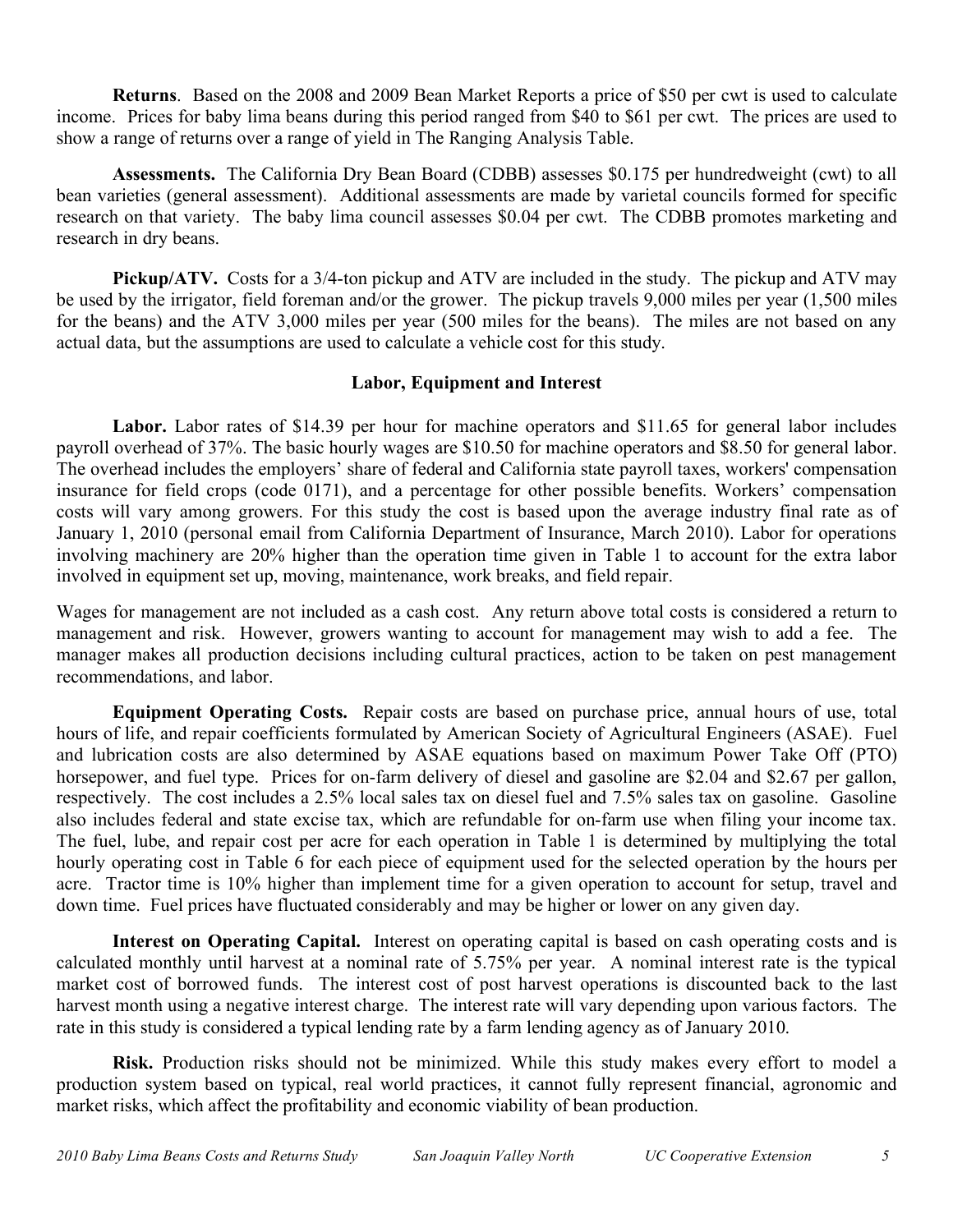**Returns**. Based on the 2008 and 2009 Bean Market Reports a price of $50 per cwt is used to calculate income. Prices for baby lima beans during this period ranged from $40 to $61 per cwt. The prices are used to show a range of returns over a range of yield in The Ranging Analysis Table.

**Assessments.** The California Dry Bean Board (CDBB) assesses $0.175 per hundredweight (cwt) to all bean varieties (general assessment). Additional assessments are made by varietal councils formed for specific research on that variety. The baby lima council assesses $0.04 per cwt. The CDBB promotes marketing and research in dry beans.

**Pickup/ATV.** Costs for a 3/4-ton pickup and ATV are included in the study. The pickup and ATV may be used by the irrigator, field foreman and/or the grower. The pickup travels 9,000 miles per year (1,500 miles for the beans) and the ATV 3,000 miles per year (500 miles for the beans). The miles are not based on any actual data, but the assumptions are used to calculate a vehicle cost for this study.

## Labor, Equipment and Interest

**Labor.** Labor rates of $14.39 per hour for machine operators and $11.65 for general labor includes payroll overhead of 37%. The basic hourly wages are $10.50 for machine operators and $8.50 for general labor. The overhead includes the employers' share of federal and California state payroll taxes, workers' compensation insurance for field crops (code 0171), and a percentage for other possible benefits. Workers' compensation costs will vary among growers. For this study the cost is based upon the average industry final rate as of January 1, 2010 (personal email from California Department of Insurance, March 2010). Labor for operations involving machinery are 20% higher than the operation time given in Table 1 to account for the extra labor involved in equipment set up, moving, maintenance, work breaks, and field repair.

Wages for management are not included as a cash cost. Any return above total costs is considered a return to management and risk. However, growers wanting to account for management may wish to add a fee. The manager makes all production decisions including cultural practices, action to be taken on pest management recommendations, and labor.

**Equipment Operating Costs.** Repair costs are based on purchase price, annual hours of use, total hours of life, and repair coefficients formulated by American Society of Agricultural Engineers (ASAE). Fuel and lubrication costs are also determined by ASAE equations based on maximum Power Take Off (PTO) horsepower, and fuel type. Prices for on-farm delivery of diesel and gasoline are $2.04 and $2.67 per gallon, respectively. The cost includes a 2.5% local sales tax on diesel fuel and 7.5% sales tax on gasoline. Gasoline also includes federal and state excise tax, which are refundable for on-farm use when filing your income tax. The fuel, lube, and repair cost per acre for each operation in Table 1 is determined by multiplying the total hourly operating cost in Table 6 for each piece of equipment used for the selected operation by the hours per acre. Tractor time is 10% higher than implement time for a given operation to account for setup, travel and down time. Fuel prices have fluctuated considerably and may be higher or lower on any given day.

**Interest on Operating Capital.** Interest on operating capital is based on cash operating costs and is calculated monthly until harvest at a nominal rate of 5.75% per year. A nominal interest rate is the typical market cost of borrowed funds. The interest cost of post harvest operations is discounted back to the last harvest month using a negative interest charge. The interest rate will vary depending upon various factors. The rate in this study is considered a typical lending rate by a farm lending agency as of January 2010.

**Risk.** Production risks should not be minimized. While this study makes every effort to model a production system based on typical, real world practices, it cannot fully represent financial, agronomic and market risks, which affect the profitability and economic viability of bean production.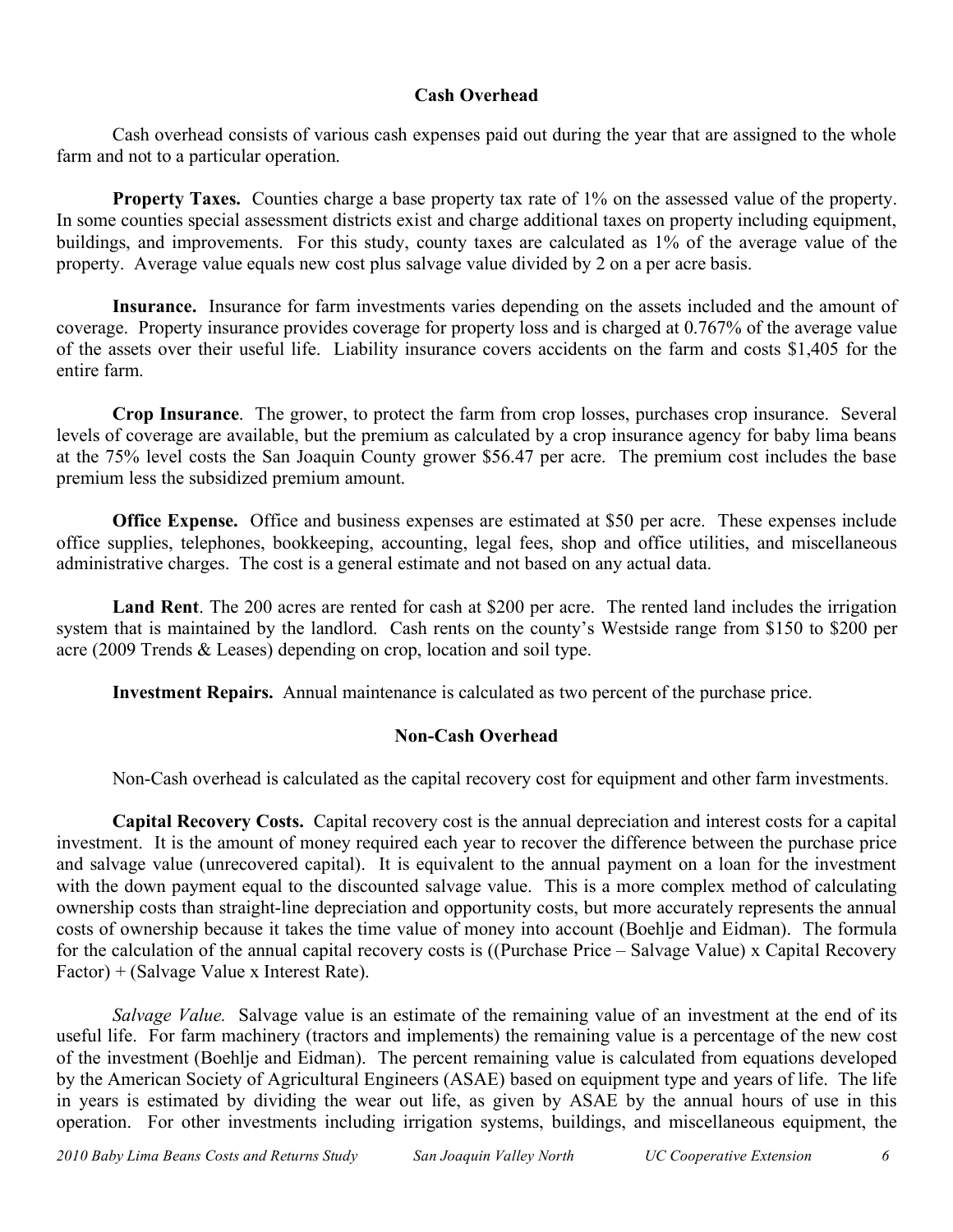## Cash Overhead

Cash overhead consists of various cash expenses paid out during the year that are assigned to the whole farm and not to a particular operation.

**Property Taxes.** Counties charge a base property tax rate of 1% on the assessed value of the property. In some counties special assessment districts exist and charge additional taxes on property including equipment, buildings, and improvements. For this study, county taxes are calculated as 1% of the average value of the property. Average value equals new cost plus salvage value divided by 2 on a per acre basis.

**Insurance.** Insurance for farm investments varies depending on the assets included and the amount of coverage. Property insurance provides coverage for property loss and is charged at 0.767% of the average value of the assets over their useful life. Liability insurance covers accidents on the farm and costs $1,405 for the entire farm.

**Crop Insurance**. The grower, to protect the farm from crop losses, purchases crop insurance. Several levels of coverage are available, but the premium as calculated by a crop insurance agency for baby lima beans at the 75% level costs the San Joaquin County grower $56.47 per acre. The premium cost includes the base premium less the subsidized premium amount.

**Office Expense.** Office and business expenses are estimated at $50 per acre. These expenses include office supplies, telephones, bookkeeping, accounting, legal fees, shop and office utilities, and miscellaneous administrative charges. The cost is a general estimate and not based on any actual data.

**Land Rent**. The 200 acres are rented for cash at $200 per acre. The rented land includes the irrigation system that is maintained by the landlord. Cash rents on the county's Westside range from $150 to $200 per acre (2009 Trends & Leases) depending on crop, location and soil type.

**Investment Repairs.** Annual maintenance is calculated as two percent of the purchase price.

## Non-Cash Overhead

Non-Cash overhead is calculated as the capital recovery cost for equipment and other farm investments.

**Capital Recovery Costs.** Capital recovery cost is the annual depreciation and interest costs for a capital investment. It is the amount of money required each year to recover the difference between the purchase price and salvage value (unrecovered capital). It is equivalent to the annual payment on a loan for the investment with the down payment equal to the discounted salvage value. This is a more complex method of calculating ownership costs than straight-line depreciation and opportunity costs, but more accurately represents the annual costs of ownership because it takes the time value of money into account (Boehlje and Eidman). The formula for the calculation of the annual capital recovery costs is ((Purchase Price – Salvage Value) x Capital Recovery Factor) + (Salvage Value x Interest Rate).

*Salvage Value.* Salvage value is an estimate of the remaining value of an investment at the end of its useful life. For farm machinery (tractors and implements) the remaining value is a percentage of the new cost of the investment (Boehlje and Eidman). The percent remaining value is calculated from equations developed by the American Society of Agricultural Engineers (ASAE) based on equipment type and years of life. The life in years is estimated by dividing the wear out life, as given by ASAE by the annual hours of use in this operation. For other investments including irrigation systems, buildings, and miscellaneous equipment, the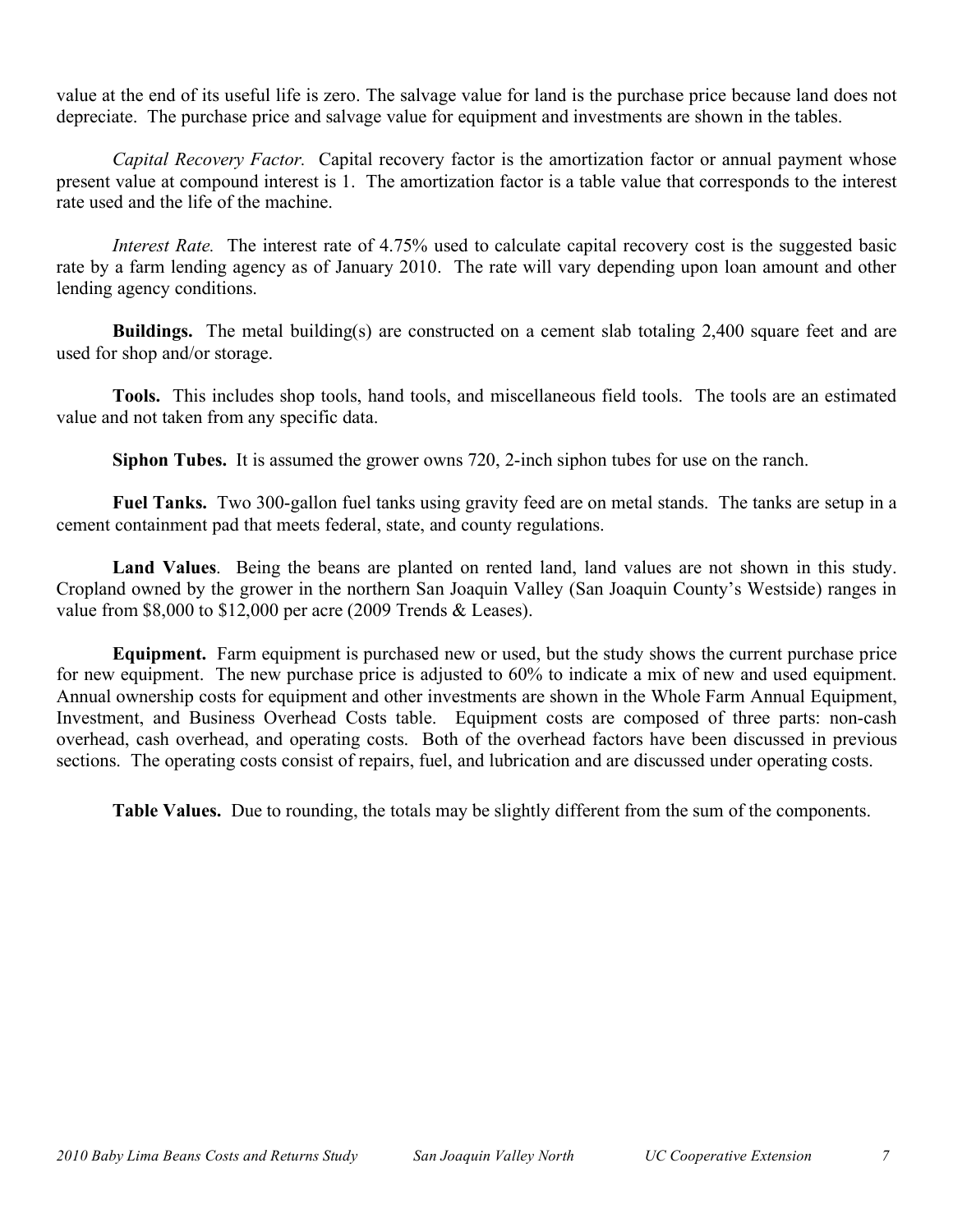value at the end of its useful life is zero. The salvage value for land is the purchase price because land does not depreciate. The purchase price and salvage value for equipment and investments are shown in the tables.

*Capital Recovery Factor.* Capital recovery factor is the amortization factor or annual payment whose present value at compound interest is 1. The amortization factor is a table value that corresponds to the interest rate used and the life of the machine.

*Interest Rate.* The interest rate of 4.75% used to calculate capital recovery cost is the suggested basic rate by a farm lending agency as of January 2010. The rate will vary depending upon loan amount and other lending agency conditions.

**Buildings.** The metal building(s) are constructed on a cement slab totaling 2,400 square feet and are used for shop and/or storage.

**Tools.** This includes shop tools, hand tools, and miscellaneous field tools. The tools are an estimated value and not taken from any specific data.

**Siphon Tubes.** It is assumed the grower owns 720, 2-inch siphon tubes for use on the ranch.

**Fuel Tanks.** Two 300-gallon fuel tanks using gravity feed are on metal stands. The tanks are setup in a cement containment pad that meets federal, state, and county regulations.

**Land Values**. Being the beans are planted on rented land, land values are not shown in this study. Cropland owned by the grower in the northern San Joaquin Valley (San Joaquin County's Westside) ranges in value from $8,000 to $12,000 per acre (2009 Trends & Leases).

**Equipment.** Farm equipment is purchased new or used, but the study shows the current purchase price for new equipment. The new purchase price is adjusted to 60% to indicate a mix of new and used equipment. Annual ownership costs for equipment and other investments are shown in the Whole Farm Annual Equipment, Investment, and Business Overhead Costs table. Equipment costs are composed of three parts: non-cash overhead, cash overhead, and operating costs. Both of the overhead factors have been discussed in previous sections. The operating costs consist of repairs, fuel, and lubrication and are discussed under operating costs.

**Table Values.** Due to rounding, the totals may be slightly different from the sum of the components.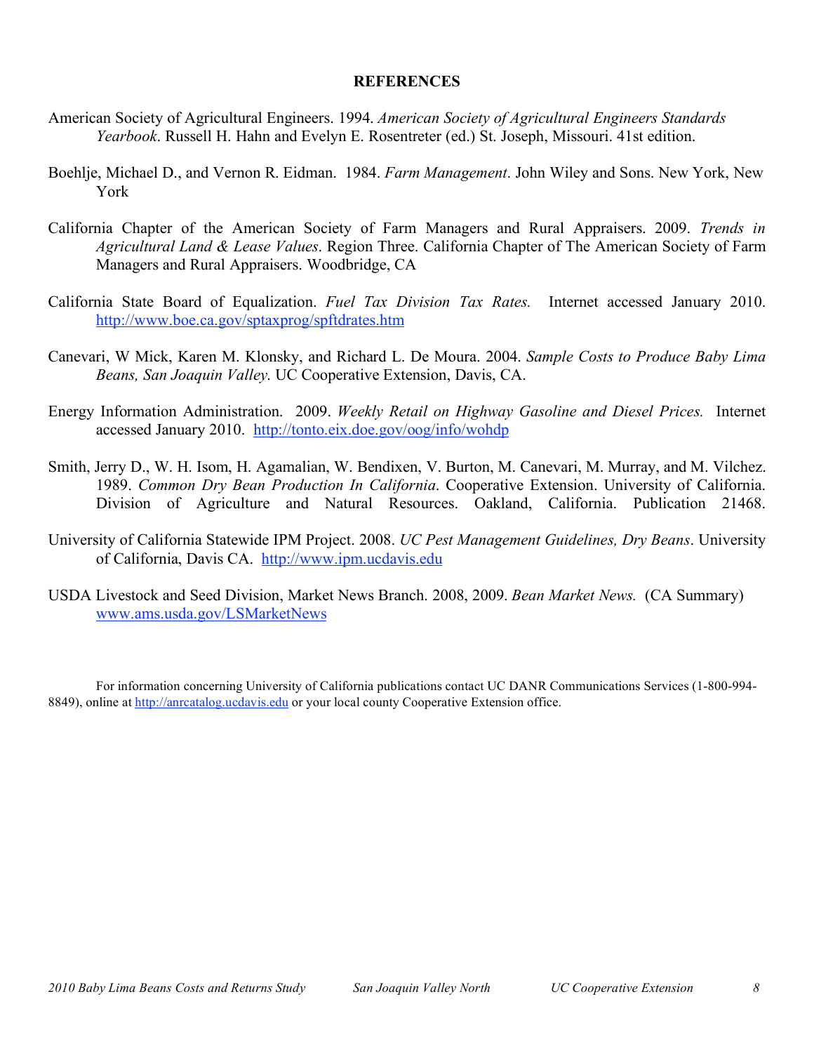# REFERENCES

American Society of Agricultural Engineers. 1994. *American Society of Agricultural Engineers Standards Yearbook*. Russell H. Hahn and Evelyn E. Rosentreter (ed.) St. Joseph, Missouri. 41st edition.

Boehlje, Michael D., and Vernon R. Eidman. 1984. *Farm Management*. John Wiley and Sons. New York, New York

California Chapter of the American Society of Farm Managers and Rural Appraisers. 2009. *Trends in Agricultural Land & Lease Values*. Region Three. California Chapter of The American Society of Farm Managers and Rural Appraisers. Woodbridge, CA

California State Board of Equalization. *Fuel Tax Division Tax Rates.* Internet accessed January 2010. http://www.boe.ca.gov/sptaxprog/spftdrates.htm

Canevari, W Mick, Karen M. Klonsky, and Richard L. De Moura. 2004. *Sample Costs to Produce Baby Lima Beans, San Joaquin Valley*. UC Cooperative Extension, Davis, CA.

Energy Information Administration. 2009. *Weekly Retail on Highway Gasoline and Diesel Prices.* Internet accessed January 2010. http://tonto.eix.doe.gov/oog/info/wohdp

Smith, Jerry D., W. H. Isom, H. Agamalian, W. Bendixen, V. Burton, M. Canevari, M. Murray, and M. Vilchez. 1989. *Common Dry Bean Production In California*. Cooperative Extension. University of California. Division of Agriculture and Natural Resources. Oakland, California. Publication 21468.

University of California Statewide IPM Project. 2008. *UC Pest Management Guidelines, Dry Beans*. University of California, Davis CA. http://www.ipm.ucdavis.edu

USDA Livestock and Seed Division, Market News Branch. 2008, 2009. *Bean Market News.* (CA Summary) www.ams.usda.gov/LSMarketNews

For information concerning University of California publications contact UC DANR Communications Services (1-800-994-8849), online at http://anrcatalog.ucdavis.edu or your local county Cooperative Extension office.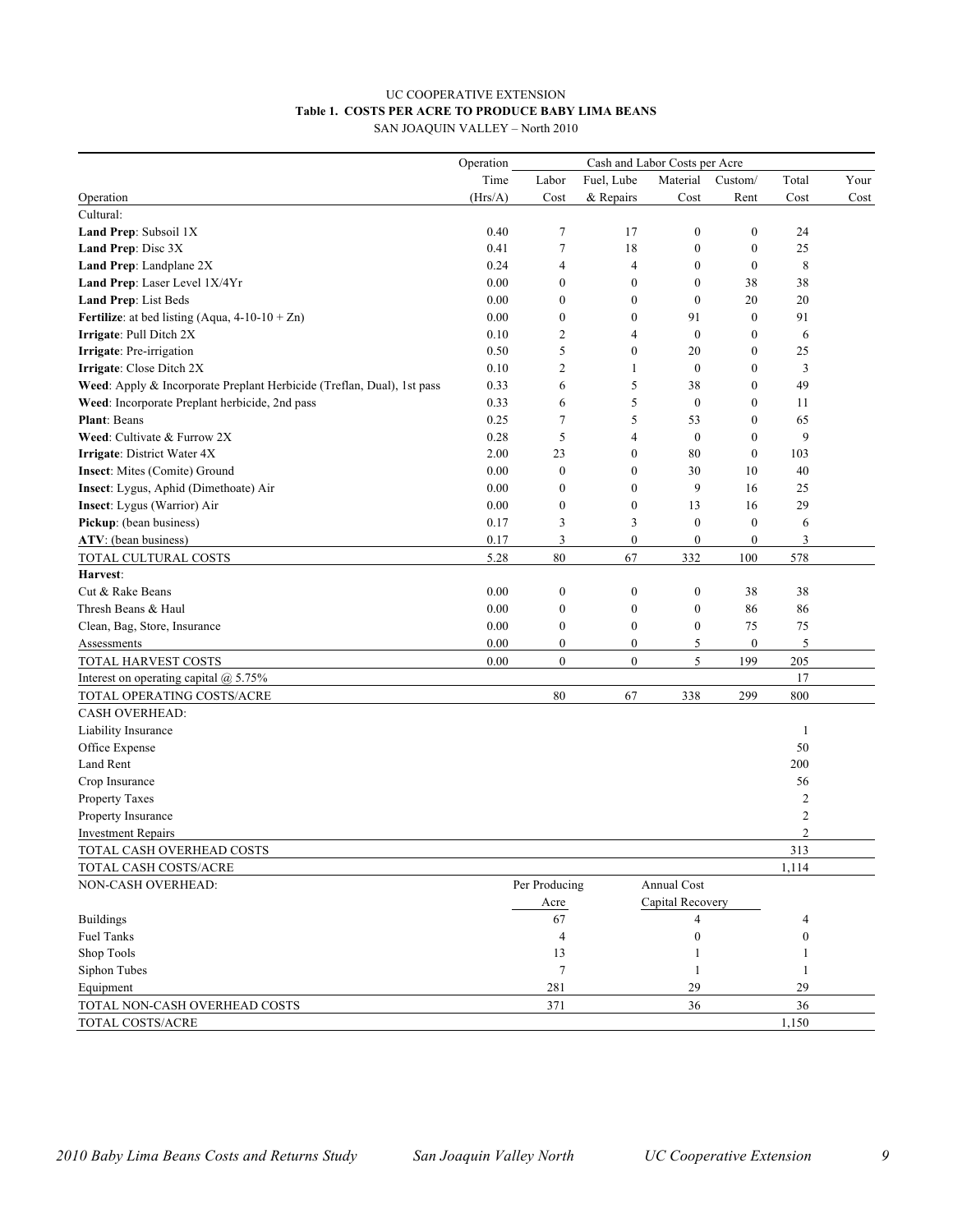UC COOPERATIVE EXTENSION

**Table 1. COSTS PER ACRE TO PRODUCE BABY LIMA BEANS**

SAN JOAQUIN VALLEY – North 2010

| | Operation | Cash and Labor Costs per Acre | | | | | |
|---|---|---|---|---|---|---|---|
| | Time | Labor | Fuel, Lube | Material | Custom/ | Total | Your |
| Operation | (Hrs/A) | Cost | & Repairs | Cost | Rent | Cost | Cost |
| Cultural: | | | | | | | |
| **Land Prep**: Subsoil 1X | 0.40 | 7 | 17 | 0 | 0 | 24 | |
| **Land Prep**: Disc 3X | 0.41 | 7 | 18 | 0 | 0 | 25 | |
| **Land Prep**: Landplane 2X | 0.24 | 4 | 4 | 0 | 0 | 8 | |
| **Land Prep**: Laser Level 1X/4Yr | 0.00 | 0 | 0 | 0 | 38 | 38 | |
| **Land Prep**: List Beds | 0.00 | 0 | 0 | 0 | 20 | 20 | |
| **Fertilize**: at bed listing (Aqua, 4-10-10 + Zn) | 0.00 | 0 | 0 | 91 | 0 | 91 | |
| **Irrigate**: Pull Ditch 2X | 0.10 | 2 | 4 | 0 | 0 | 6 | |
| **Irrigate**: Pre-irrigation | 0.50 | 5 | 0 | 20 | 0 | 25 | |
| **Irrigate**: Close Ditch 2X | 0.10 | 2 | 1 | 0 | 0 | 3 | |
| **Weed**: Apply & Incorporate Preplant Herbicide (Treflan, Dual), 1st pass | 0.33 | 6 | 5 | 38 | 0 | 49 | |
| **Weed**: Incorporate Preplant herbicide, 2nd pass | 0.33 | 6 | 5 | 0 | 0 | 11 | |
| **Plant**: Beans | 0.25 | 7 | 5 | 53 | 0 | 65 | |
| **Weed**: Cultivate & Furrow 2X | 0.28 | 5 | 4 | 0 | 0 | 9 | |
| **Irrigate**: District Water 4X | 2.00 | 23 | 0 | 80 | 0 | 103 | |
| **Insect**: Mites (Comite) Ground | 0.00 | 0 | 0 | 30 | 10 | 40 | |
| **Insect**: Lygus, Aphid (Dimethoate) Air | 0.00 | 0 | 0 | 9 | 16 | 25 | |
| **Insect**: Lygus (Warrior) Air | 0.00 | 0 | 0 | 13 | 16 | 29 | |
| **Pickup**: (bean business) | 0.17 | 3 | 3 | 0 | 0 | 6 | |
| **ATV**: (bean business) | 0.17 | 3 | 0 | 0 | 0 | 3 | |
| TOTAL CULTURAL COSTS | 5.28 | 80 | 67 | 332 | 100 | 578 | |
| **Harvest**: | | | | | | | |
| Cut & Rake Beans | 0.00 | 0 | 0 | 0 | 38 | 38 | |
| Thresh Beans & Haul | 0.00 | 0 | 0 | 0 | 86 | 86 | |
| Clean, Bag, Store, Insurance | 0.00 | 0 | 0 | 0 | 75 | 75 | |
| Assessments | 0.00 | 0 | 0 | 5 | 0 | 5 | |
| TOTAL HARVEST COSTS | 0.00 | 0 | 0 | 5 | 199 | 205 | |
| Interest on operating capital @ 5.75% | | | | | | 17 | |
| TOTAL OPERATING COSTS/ACRE | | 80 | 67 | 338 | 299 | 800 | |
| CASH OVERHEAD: | | | | | | | |
| Liability Insurance | | | | | | 1 | |
| Office Expense | | | | | | 50 | |
| Land Rent | | | | | | 200 | |
| Crop Insurance | | | | | | 56 | |
| Property Taxes | | | | | | 2 | |
| Property Insurance | | | | | | 2 | |
| Investment Repairs | | | | | | 2 | |
| TOTAL CASH OVERHEAD COSTS | | | | | | 313 | |
| TOTAL CASH COSTS/ACRE | | | | | | 1,114 | |
| NON-CASH OVERHEAD: | | Per Producing Acre | | Annual Cost Capital Recovery | | | |
| Buildings | | 67 | | 4 | | 4 | |
| Fuel Tanks | | 4 | | 0 | | 0 | |
| Shop Tools | | 13 | | 1 | | 1 | |
| Siphon Tubes | | 7 | | 1 | | 1 | |
| Equipment | | 281 | | 29 | | 29 | |
| TOTAL NON-CASH OVERHEAD COSTS | | 371 | | 36 | | 36 | |
| TOTAL COSTS/ACRE | | | | | | 1,150 | |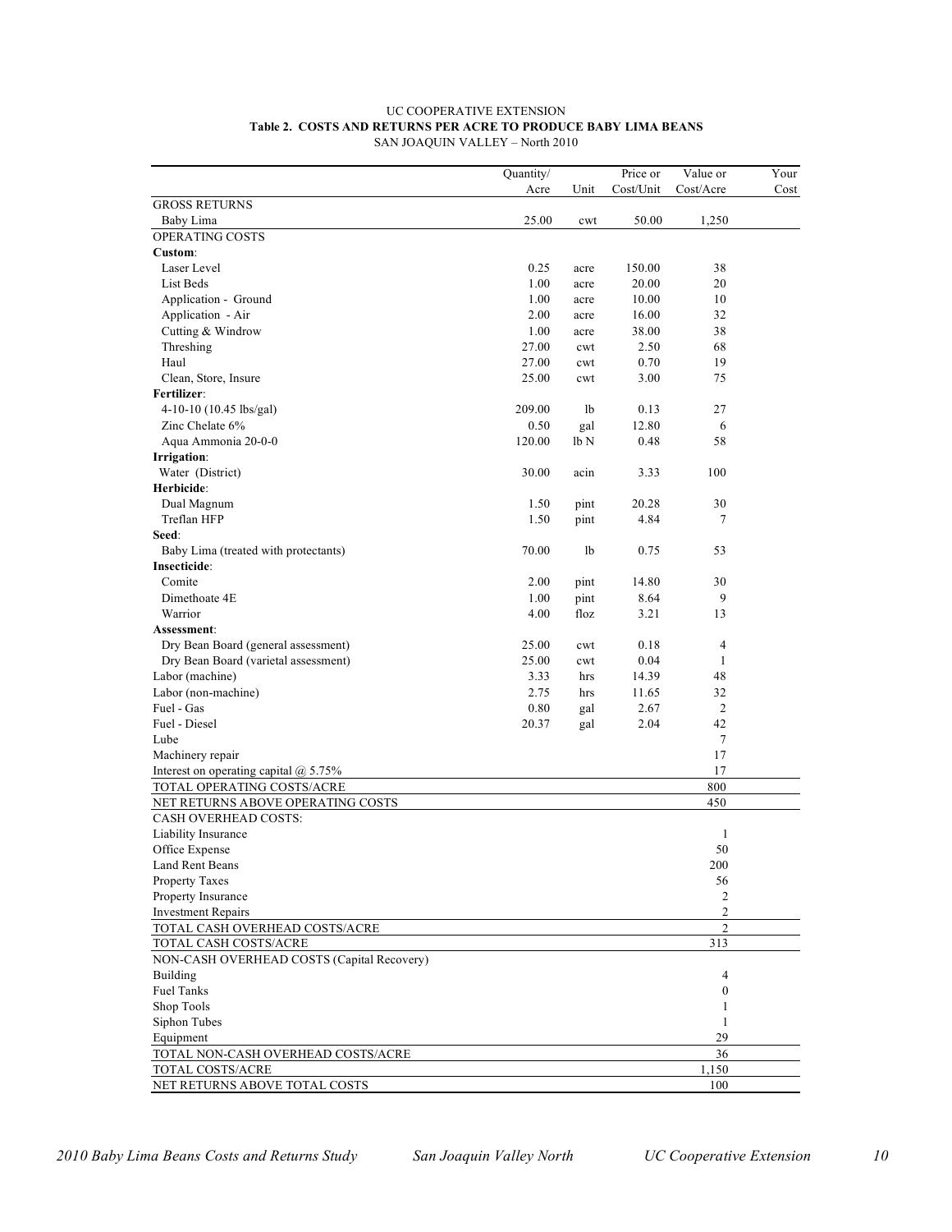UC COOPERATIVE EXTENSION
**Table 2. COSTS AND RETURNS PER ACRE TO PRODUCE BABY LIMA BEANS**
SAN JOAQUIN VALLEY – North 2010

| | Quantity/ Acre | Unit | Price or Cost/Unit | Value or Cost/Acre | Your Cost |
|---|---|---|---|---|---|
| GROSS RETURNS | | | | | |
| Baby Lima | 25.00 | cwt | 50.00 | 1,250 | |
| OPERATING COSTS | | | | | |
| **Custom**: | | | | | |
| Laser Level | 0.25 | acre | 150.00 | 38 | |
| List Beds | 1.00 | acre | 20.00 | 20 | |
| Application - Ground | 1.00 | acre | 10.00 | 10 | |
| Application - Air | 2.00 | acre | 16.00 | 32 | |
| Cutting & Windrow | 1.00 | acre | 38.00 | 38 | |
| Threshing | 27.00 | cwt | 2.50 | 68 | |
| Haul | 27.00 | cwt | 0.70 | 19 | |
| Clean, Store, Insure | 25.00 | cwt | 3.00 | 75 | |
| **Fertilizer**: | | | | | |
| 4-10-10 (10.45 lbs/gal) | 209.00 | lb | 0.13 | 27 | |
| Zinc Chelate 6% | 0.50 | gal | 12.80 | 6 | |
| Aqua Ammonia 20-0-0 | 120.00 | lb N | 0.48 | 58 | |
| **Irrigation**: | | | | | |
| Water (District) | 30.00 | acin | 3.33 | 100 | |
| **Herbicide**: | | | | | |
| Dual Magnum | 1.50 | pint | 20.28 | 30 | |
| Treflan HFP | 1.50 | pint | 4.84 | 7 | |
| **Seed**: | | | | | |
| Baby Lima (treated with protectants) | 70.00 | lb | 0.75 | 53 | |
| **Insecticide**: | | | | | |
| Comite | 2.00 | pint | 14.80 | 30 | |
| Dimethoate 4E | 1.00 | pint | 8.64 | 9 | |
| Warrior | 4.00 | floz | 3.21 | 13 | |
| **Assessment**: | | | | | |
| Dry Bean Board (general assessment) | 25.00 | cwt | 0.18 | 4 | |
| Dry Bean Board (varietal assessment) | 25.00 | cwt | 0.04 | 1 | |
| Labor (machine) | 3.33 | hrs | 14.39 | 48 | |
| Labor (non-machine) | 2.75 | hrs | 11.65 | 32 | |
| Fuel - Gas | 0.80 | gal | 2.67 | 2 | |
| Fuel - Diesel | 20.37 | gal | 2.04 | 42 | |
| Lube | | | | 7 | |
| Machinery repair | | | | 17 | |
| Interest on operating capital @ 5.75% | | | | 17 | |
| TOTAL OPERATING COSTS/ACRE | | | | 800 | |
| NET RETURNS ABOVE OPERATING COSTS | | | | 450 | |
| CASH OVERHEAD COSTS: | | | | | |
| Liability Insurance | | | | 1 | |
| Office Expense | | | | 50 | |
| Land Rent Beans | | | | 200 | |
| Property Taxes | | | | 56 | |
| Property Insurance | | | | 2 | |
| Investment Repairs | | | | 2 | |
| TOTAL CASH OVERHEAD COSTS/ACRE | | | | 2 | |
| TOTAL CASH COSTS/ACRE | | | | 313 | |
| NON-CASH OVERHEAD COSTS (Capital Recovery) | | | | | |
| Building | | | | 4 | |
| Fuel Tanks | | | | 0 | |
| Shop Tools | | | | 1 | |
| Siphon Tubes | | | | 1 | |
| Equipment | | | | 29 | |
| TOTAL NON-CASH OVERHEAD COSTS/ACRE | | | | 36 | |
| TOTAL COSTS/ACRE | | | | 1,150 | |
| NET RETURNS ABOVE TOTAL COSTS | | | | 100 | |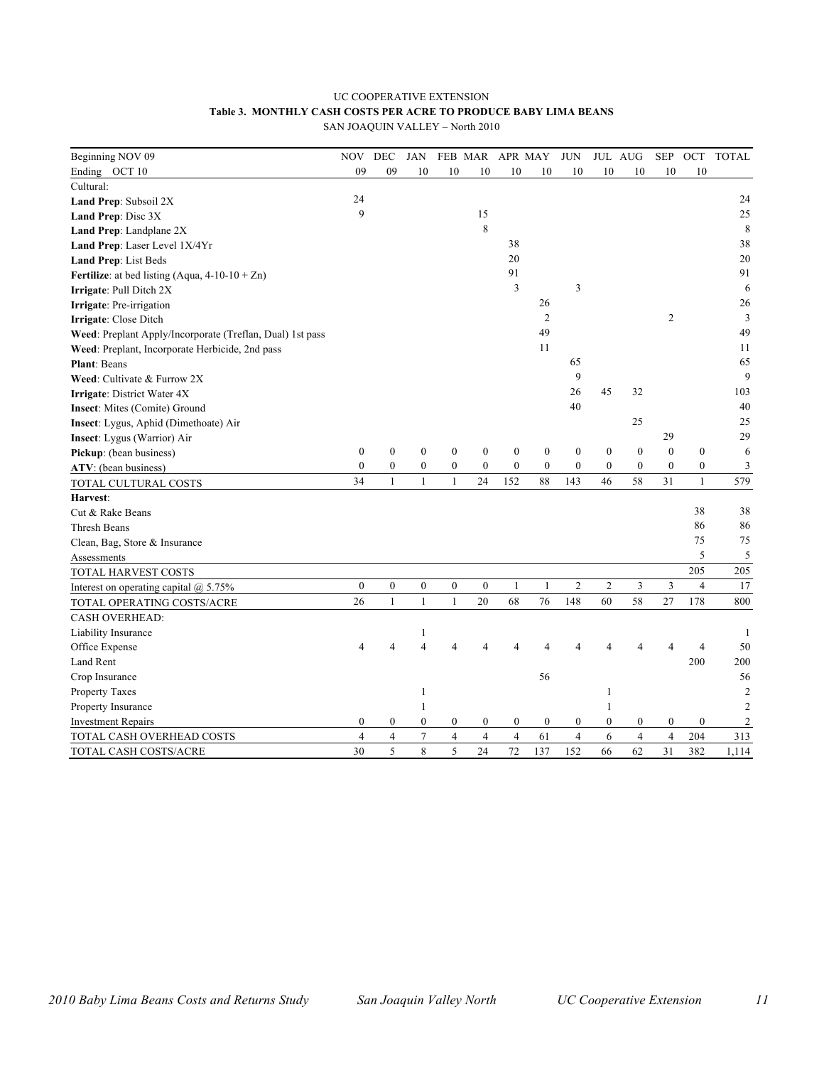UC COOPERATIVE EXTENSION

**Table 3. MONTHLY CASH COSTS PER ACRE TO PRODUCE BABY LIMA BEANS**

SAN JOAQUIN VALLEY – North 2010

| Beginning NOV 09<br>Ending OCT 10 | NOV<br>09 | DEC<br>09 | JAN<br>10 | FEB<br>10 | MAR<br>10 | APR<br>10 | MAY<br>10 | JUN<br>10 | JUL<br>10 | AUG<br>10 | SEP<br>10 | OCT<br>10 | TOTAL |
|---|---|---|---|---|---|---|---|---|---|---|---|---|---|
| Cultural: | | | | | | | | | | | | | |
| **Land Prep**: Subsoil 2X | 24 | | | | | | | | | | | | 24 |
| **Land Prep**: Disc 3X | 9 | | | | 15 | | | | | | | | 25 |
| **Land Prep**: Landplane 2X | | | | | 8 | | | | | | | | 8 |
| **Land Prep**: Laser Level 1X/4Yr | | | | | | 38 | | | | | | | 38 |
| **Land Prep**: List Beds | | | | | | 20 | | | | | | | 20 |
| **Fertilize**: at bed listing (Aqua, 4-10-10 + Zn) | | | | | | 91 | | | | | | | 91 |
| **Irrigate**: Pull Ditch 2X | | | | | | 3 | | 3 | | | | | 6 |
| **Irrigate**: Pre-irrigation | | | | | | | 26 | | | | | | 26 |
| **Irrigate**: Close Ditch | | | | | | | 2 | | | | 2 | | 3 |
| **Weed**: Preplant Apply/Incorporate (Treflan, Dual) 1st pass | | | | | | | 49 | | | | | | 49 |
| **Weed**: Preplant, Incorporate Herbicide, 2nd pass | | | | | | | 11 | | | | | | 11 |
| **Plant**: Beans | | | | | | | | 65 | | | | | 65 |
| **Weed**: Cultivate & Furrow 2X | | | | | | | | 9 | | | | | 9 |
| **Irrigate**: District Water 4X | | | | | | | | 26 | 45 | 32 | | | 103 |
| **Insect**: Mites (Comite) Ground | | | | | | | | 40 | | | | | 40 |
| **Insect**: Lygus, Aphid (Dimethoate) Air | | | | | | | | | | 25 | | | 25 |
| **Insect**: Lygus (Warrior) Air | | | | | | | | | | | 29 | | 29 |
| **Pickup**: (bean business) | 0 | 0 | 0 | 0 | 0 | 0 | 0 | 0 | 0 | 0 | 0 | 0 | 6 |
| **ATV**: (bean business) | 0 | 0 | 0 | 0 | 0 | 0 | 0 | 0 | 0 | 0 | 0 | 0 | 3 |
| TOTAL CULTURAL COSTS | 34 | 1 | 1 | 1 | 24 | 152 | 88 | 143 | 46 | 58 | 31 | 1 | 579 |
| **Harvest**: | | | | | | | | | | | | | |
| Cut & Rake Beans | | | | | | | | | | | | 38 | 38 |
| Thresh Beans | | | | | | | | | | | | 86 | 86 |
| Clean, Bag, Store & Insurance | | | | | | | | | | | | 75 | 75 |
| Assessments | | | | | | | | | | | | 5 | 5 |
| TOTAL HARVEST COSTS | | | | | | | | | | | | 205 | 205 |
| Interest on operating capital @ 5.75% | 0 | 0 | 0 | 0 | 0 | 1 | 1 | 2 | 2 | 3 | 3 | 4 | 17 |
| TOTAL OPERATING COSTS/ACRE | 26 | 1 | 1 | 1 | 20 | 68 | 76 | 148 | 60 | 58 | 27 | 178 | 800 |
| CASH OVERHEAD: | | | | | | | | | | | | | |
| Liability Insurance | | | 1 | | | | | | | | | | 1 |
| Office Expense | 4 | 4 | 4 | 4 | 4 | 4 | 4 | 4 | 4 | 4 | 4 | 4 | 50 |
| Land Rent | | | | | | | | | | | | 200 | 200 |
| Crop Insurance | | | | | | | 56 | | | | | | 56 |
| Property Taxes | | | 1 | | | | | | 1 | | | | 2 |
| Property Insurance | | | 1 | | | | | | 1 | | | | 2 |
| Investment Repairs | 0 | 0 | 0 | 0 | 0 | 0 | 0 | 0 | 0 | 0 | 0 | 0 | 2 |
| TOTAL CASH OVERHEAD COSTS | 4 | 4 | 7 | 4 | 4 | 4 | 61 | 4 | 6 | 4 | 4 | 204 | 313 |
| TOTAL CASH COSTS/ACRE | 30 | 5 | 8 | 5 | 24 | 72 | 137 | 152 | 66 | 62 | 31 | 382 | 1,114 |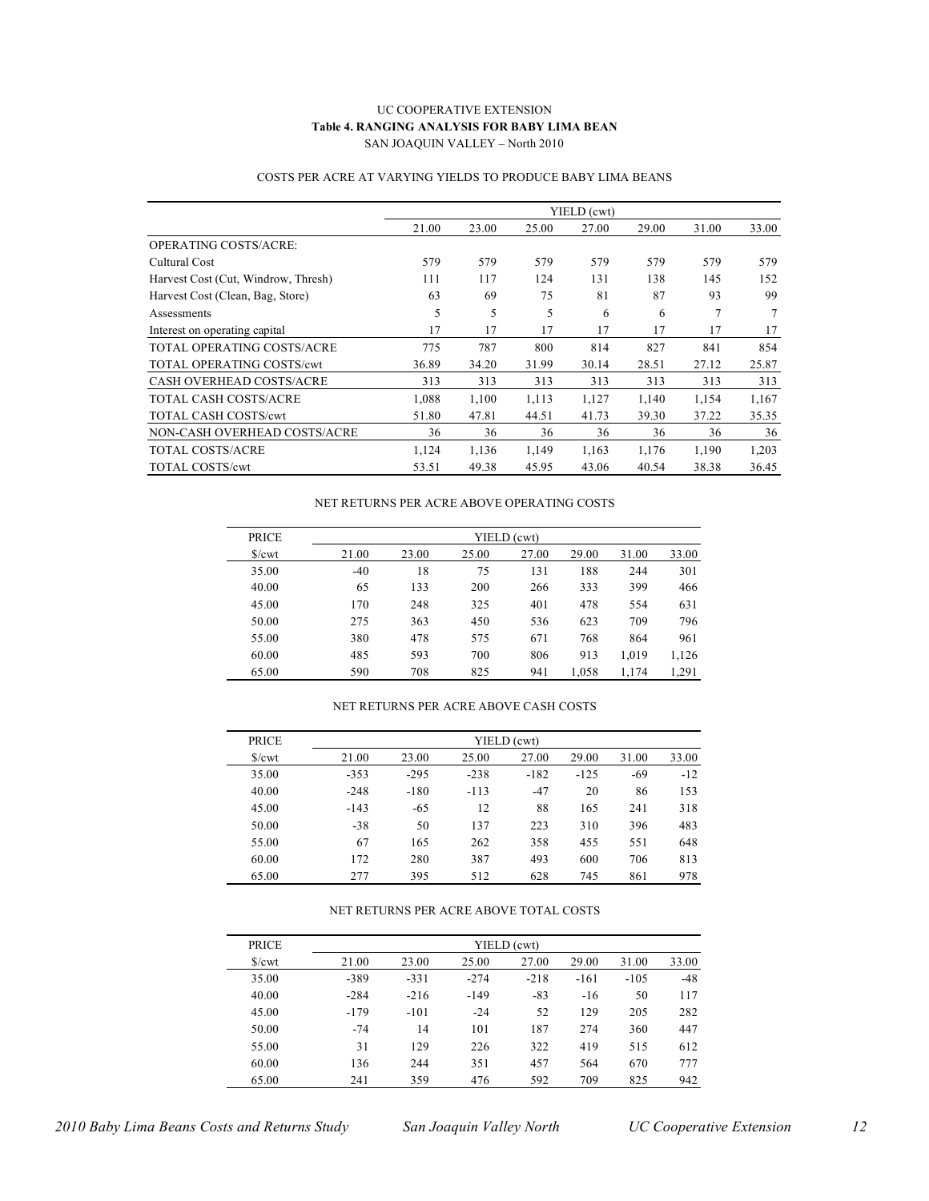UC COOPERATIVE EXTENSION

**Table 4. RANGING ANALYSIS FOR BABY LIMA BEAN**

SAN JOAQUIN VALLEY – North 2010

COSTS PER ACRE AT VARYING YIELDS TO PRODUCE BABY LIMA BEANS

| | YIELD (cwt) | | | | | | |
|---|---|---|---|---|---|---|---|
| | 21.00 | 23.00 | 25.00 | 27.00 | 29.00 | 31.00 | 33.00 |
| OPERATING COSTS/ACRE: | | | | | | | |
| Cultural Cost | 579 | 579 | 579 | 579 | 579 | 579 | 579 |
| Harvest Cost (Cut, Windrow, Thresh) | 111 | 117 | 124 | 131 | 138 | 145 | 152 |
| Harvest Cost (Clean, Bag, Store) | 63 | 69 | 75 | 81 | 87 | 93 | 99 |
| Assessments | 5 | 5 | 5 | 6 | 6 | 7 | 7 |
| Interest on operating capital | 17 | 17 | 17 | 17 | 17 | 17 | 17 |
| TOTAL OPERATING COSTS/ACRE | 775 | 787 | 800 | 814 | 827 | 841 | 854 |
| TOTAL OPERATING COSTS/cwt | 36.89 | 34.20 | 31.99 | 30.14 | 28.51 | 27.12 | 25.87 |
| CASH OVERHEAD COSTS/ACRE | 313 | 313 | 313 | 313 | 313 | 313 | 313 |
| TOTAL CASH COSTS/ACRE | 1,088 | 1,100 | 1,113 | 1,127 | 1,140 | 1,154 | 1,167 |
| TOTAL CASH COSTS/cwt | 51.80 | 47.81 | 44.51 | 41.73 | 39.30 | 37.22 | 35.35 |
| NON-CASH OVERHEAD COSTS/ACRE | 36 | 36 | 36 | 36 | 36 | 36 | 36 |
| TOTAL COSTS/ACRE | 1,124 | 1,136 | 1,149 | 1,163 | 1,176 | 1,190 | 1,203 |
| TOTAL COSTS/cwt | 53.51 | 49.38 | 45.95 | 43.06 | 40.54 | 38.38 | 36.45 |

NET RETURNS PER ACRE ABOVE OPERATING COSTS

| PRICE | YIELD (cwt) | | | | | | |
|---|---|---|---|---|---|---|---|
| $/cwt | 21.00 | 23.00 | 25.00 | 27.00 | 29.00 | 31.00 | 33.00 |
| 35.00 | -40 | 18 | 75 | 131 | 188 | 244 | 301 |
| 40.00 | 65 | 133 | 200 | 266 | 333 | 399 | 466 |
| 45.00 | 170 | 248 | 325 | 401 | 478 | 554 | 631 |
| 50.00 | 275 | 363 | 450 | 536 | 623 | 709 | 796 |
| 55.00 | 380 | 478 | 575 | 671 | 768 | 864 | 961 |
| 60.00 | 485 | 593 | 700 | 806 | 913 | 1,019 | 1,126 |
| 65.00 | 590 | 708 | 825 | 941 | 1,058 | 1,174 | 1,291 |

NET RETURNS PER ACRE ABOVE CASH COSTS

| PRICE | YIELD (cwt) | | | | | | |
|---|---|---|---|---|---|---|---|
| $/cwt | 21.00 | 23.00 | 25.00 | 27.00 | 29.00 | 31.00 | 33.00 |
| 35.00 | -353 | -295 | -238 | -182 | -125 | -69 | -12 |
| 40.00 | -248 | -180 | -113 | -47 | 20 | 86 | 153 |
| 45.00 | -143 | -65 | 12 | 88 | 165 | 241 | 318 |
| 50.00 | -38 | 50 | 137 | 223 | 310 | 396 | 483 |
| 55.00 | 67 | 165 | 262 | 358 | 455 | 551 | 648 |
| 60.00 | 172 | 280 | 387 | 493 | 600 | 706 | 813 |
| 65.00 | 277 | 395 | 512 | 628 | 745 | 861 | 978 |

NET RETURNS PER ACRE ABOVE TOTAL COSTS

| PRICE | YIELD (cwt) | | | | | | |
|---|---|---|---|---|---|---|---|
| $/cwt | 21.00 | 23.00 | 25.00 | 27.00 | 29.00 | 31.00 | 33.00 |
| 35.00 | -389 | -331 | -274 | -218 | -161 | -105 | -48 |
| 40.00 | -284 | -216 | -149 | -83 | -16 | 50 | 117 |
| 45.00 | -179 | -101 | -24 | 52 | 129 | 205 | 282 |
| 50.00 | -74 | 14 | 101 | 187 | 274 | 360 | 447 |
| 55.00 | 31 | 129 | 226 | 322 | 419 | 515 | 612 |
| 60.00 | 136 | 244 | 351 | 457 | 564 | 670 | 777 |
| 65.00 | 241 | 359 | 476 | 592 | 709 | 825 | 942 |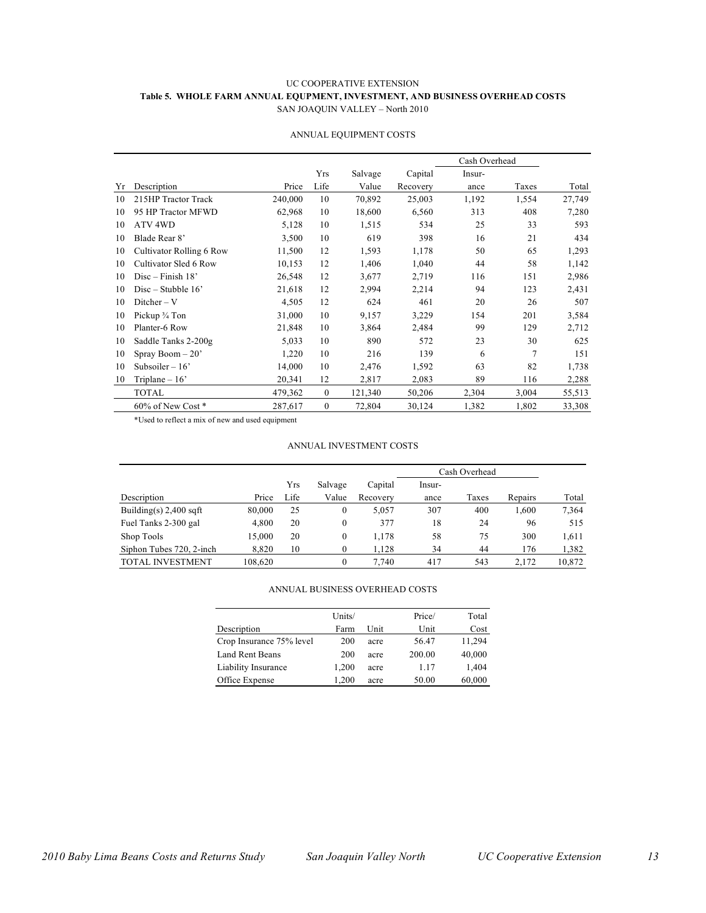UC COOPERATIVE EXTENSION

**Table 5. WHOLE FARM ANNUAL EQUPMENT, INVESTMENT, AND BUSINESS OVERHEAD COSTS**

SAN JOAQUIN VALLEY – North 2010

ANNUAL EQUIPMENT COSTS

| | | | | | | Cash Overhead | | |
|---|---|---|---|---|---|---|---|---|
| | | | Yrs | Salvage | Capital | Insur- | | |
| Yr | Description | Price | Life | Value | Recovery | ance | Taxes | Total |
| 10 | 215HP Tractor Track | 240,000 | 10 | 70,892 | 25,003 | 1,192 | 1,554 | 27,749 |
| 10 | 95 HP Tractor MFWD | 62,968 | 10 | 18,600 | 6,560 | 313 | 408 | 7,280 |
| 10 | ATV 4WD | 5,128 | 10 | 1,515 | 534 | 25 | 33 | 593 |
| 10 | Blade Rear 8' | 3,500 | 10 | 619 | 398 | 16 | 21 | 434 |
| 10 | Cultivator Rolling 6 Row | 11,500 | 12 | 1,593 | 1,178 | 50 | 65 | 1,293 |
| 10 | Cultivator Sled 6 Row | 10,153 | 12 | 1,406 | 1,040 | 44 | 58 | 1,142 |
| 10 | Disc – Finish 18' | 26,548 | 12 | 3,677 | 2,719 | 116 | 151 | 2,986 |
| 10 | Disc – Stubble 16' | 21,618 | 12 | 2,994 | 2,214 | 94 | 123 | 2,431 |
| 10 | Ditcher – V | 4,505 | 12 | 624 | 461 | 20 | 26 | 507 |
| 10 | Pickup ¾ Ton | 31,000 | 10 | 9,157 | 3,229 | 154 | 201 | 3,584 |
| 10 | Planter-6 Row | 21,848 | 10 | 3,864 | 2,484 | 99 | 129 | 2,712 |
| 10 | Saddle Tanks 2-200g | 5,033 | 10 | 890 | 572 | 23 | 30 | 625 |
| 10 | Spray Boom – 20' | 1,220 | 10 | 216 | 139 | 6 | 7 | 151 |
| 10 | Subsoiler – 16' | 14,000 | 10 | 2,476 | 1,592 | 63 | 82 | 1,738 |
| 10 | Triplane – 16' | 20,341 | 12 | 2,817 | 2,083 | 89 | 116 | 2,288 |
| | TOTAL | 479,362 | 0 | 121,340 | 50,206 | 2,304 | 3,004 | 55,513 |
| | 60% of New Cost * | 287,617 | 0 | 72,804 | 30,124 | 1,382 | 1,802 | 33,308 |

*Used to reflect a mix of new and used equipment

ANNUAL INVESTMENT COSTS

| | | | | | Cash Overhead | | | |
|---|---|---|---|---|---|---|---|---|
| | | Yrs | Salvage | Capital | Insur- | | | |
| Description | Price | Life | Value | Recovery | ance | Taxes | Repairs | Total |
| Building(s) 2,400 sqft | 80,000 | 25 | 0 | 5,057 | 307 | 400 | 1,600 | 7,364 |
| Fuel Tanks 2-300 gal | 4,800 | 20 | 0 | 377 | 18 | 24 | 96 | 515 |
| Shop Tools | 15,000 | 20 | 0 | 1,178 | 58 | 75 | 300 | 1,611 |
| Siphon Tubes 720, 2-inch | 8,820 | 10 | 0 | 1,128 | 34 | 44 | 176 | 1,382 |
| TOTAL INVESTMENT | 108,620 | | 0 | 7,740 | 417 | 543 | 2,172 | 10,872 |

ANNUAL BUSINESS OVERHEAD COSTS

| | Units/ | | Price/ | Total |
|---|---|---|---|---|
| Description | Farm | Unit | Unit | Cost |
| Crop Insurance 75% level | 200 | acre | 56.47 | 11,294 |
| Land Rent Beans | 200 | acre | 200.00 | 40,000 |
| Liability Insurance | 1,200 | acre | 1.17 | 1,404 |
| Office Expense | 1,200 | acre | 50.00 | 60,000 |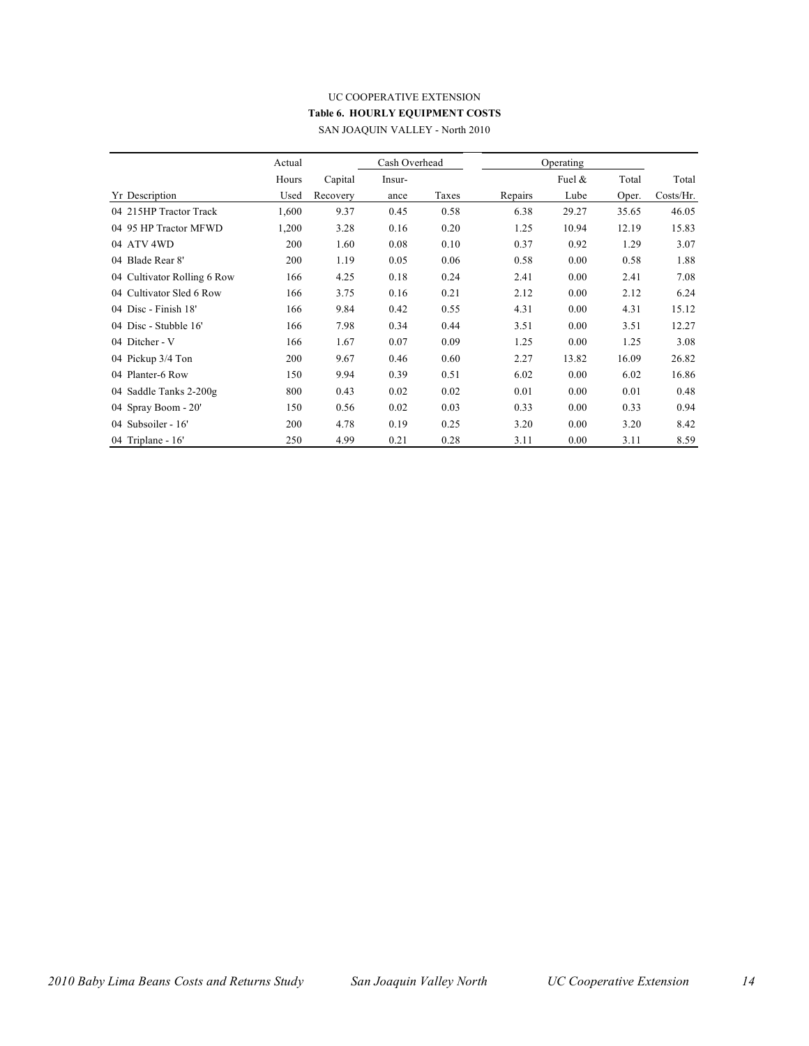UC COOPERATIVE EXTENSION

**Table 6. HOURLY EQUIPMENT COSTS**

SAN JOAQUIN VALLEY - North 2010

| | Actual | | Cash Overhead | | Operating | | | |
|---|---|---|---|---|---|---|---|---|
| | Hours | Capital | Insur- | | | Fuel & | Total | Total |
| Yr Description | Used | Recovery | ance | Taxes | Repairs | Lube | Oper. | Costs/Hr. |
| 04 215HP Tractor Track | 1,600 | 9.37 | 0.45 | 0.58 | 6.38 | 29.27 | 35.65 | 46.05 |
| 04 95 HP Tractor MFWD | 1,200 | 3.28 | 0.16 | 0.20 | 1.25 | 10.94 | 12.19 | 15.83 |
| 04 ATV 4WD | 200 | 1.60 | 0.08 | 0.10 | 0.37 | 0.92 | 1.29 | 3.07 |
| 04 Blade Rear 8' | 200 | 1.19 | 0.05 | 0.06 | 0.58 | 0.00 | 0.58 | 1.88 |
| 04 Cultivator Rolling 6 Row | 166 | 4.25 | 0.18 | 0.24 | 2.41 | 0.00 | 2.41 | 7.08 |
| 04 Cultivator Sled 6 Row | 166 | 3.75 | 0.16 | 0.21 | 2.12 | 0.00 | 2.12 | 6.24 |
| 04 Disc - Finish 18' | 166 | 9.84 | 0.42 | 0.55 | 4.31 | 0.00 | 4.31 | 15.12 |
| 04 Disc - Stubble 16' | 166 | 7.98 | 0.34 | 0.44 | 3.51 | 0.00 | 3.51 | 12.27 |
| 04 Ditcher - V | 166 | 1.67 | 0.07 | 0.09 | 1.25 | 0.00 | 1.25 | 3.08 |
| 04 Pickup 3/4 Ton | 200 | 9.67 | 0.46 | 0.60 | 2.27 | 13.82 | 16.09 | 26.82 |
| 04 Planter-6 Row | 150 | 9.94 | 0.39 | 0.51 | 6.02 | 0.00 | 6.02 | 16.86 |
| 04 Saddle Tanks 2-200g | 800 | 0.43 | 0.02 | 0.02 | 0.01 | 0.00 | 0.01 | 0.48 |
| 04 Spray Boom - 20' | 150 | 0.56 | 0.02 | 0.03 | 0.33 | 0.00 | 0.33 | 0.94 |
| 04 Subsoiler - 16' | 200 | 4.78 | 0.19 | 0.25 | 3.20 | 0.00 | 3.20 | 8.42 |
| 04 Triplane - 16' | 250 | 4.99 | 0.21 | 0.28 | 3.11 | 0.00 | 3.11 | 8.59 |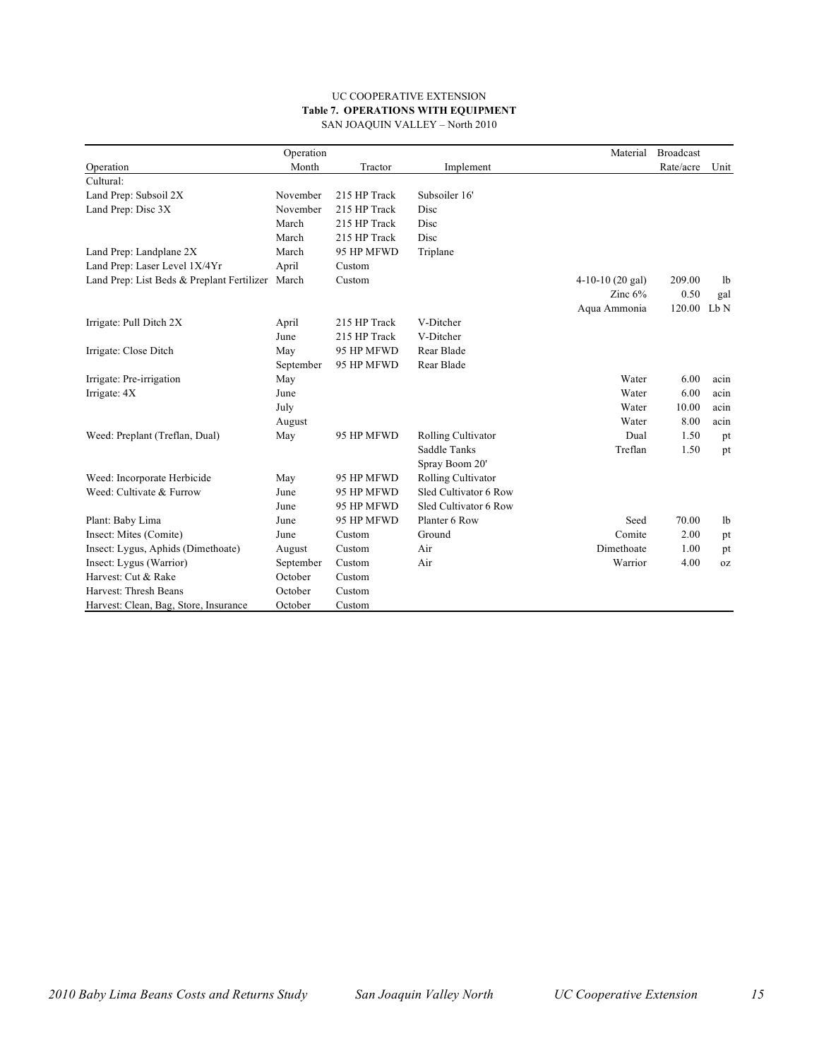UC COOPERATIVE EXTENSION

**Table 7. OPERATIONS WITH EQUIPMENT**

SAN JOAQUIN VALLEY – North 2010

| Operation | Operation Month | Tractor | Implement | Material | Broadcast Rate/acre | Unit |
|---|---|---|---|---|---|---|
| Cultural: | | | | | | |
| Land Prep: Subsoil 2X | November | 215 HP Track | Subsoiler 16' | | | |
| Land Prep: Disc 3X | November | 215 HP Track | Disc | | | |
| | March | 215 HP Track | Disc | | | |
| | March | 215 HP Track | Disc | | | |
| Land Prep: Landplane 2X | March | 95 HP MFWD | Triplane | | | |
| Land Prep: Laser Level 1X/4Yr | April | Custom | | | | |
| Land Prep: List Beds & Preplant Fertilizer | March | Custom | | 4-10-10 (20 gal) | 209.00 | lb |
| | | | | Zinc 6% | 0.50 | gal |
| | | | | Aqua Ammonia | 120.00 | Lb N |
| Irrigate: Pull Ditch 2X | April | 215 HP Track | V-Ditcher | | | |
| | June | 215 HP Track | V-Ditcher | | | |
| Irrigate: Close Ditch | May | 95 HP MFWD | Rear Blade | | | |
| | September | 95 HP MFWD | Rear Blade | | | |
| Irrigate: Pre-irrigation | May | | | Water | 6.00 | acin |
| Irrigate: 4X | June | | | Water | 6.00 | acin |
| | July | | | Water | 10.00 | acin |
| | August | | | Water | 8.00 | acin |
| Weed: Preplant (Treflan, Dual) | May | 95 HP MFWD | Rolling Cultivator | Dual | 1.50 | pt |
| | | | Saddle Tanks | Treflan | 1.50 | pt |
| | | | Spray Boom 20' | | | |
| Weed: Incorporate Herbicide | May | 95 HP MFWD | Rolling Cultivator | | | |
| Weed: Cultivate & Furrow | June | 95 HP MFWD | Sled Cultivator 6 Row | | | |
| | June | 95 HP MFWD | Sled Cultivator 6 Row | | | |
| Plant: Baby Lima | June | 95 HP MFWD | Planter 6 Row | Seed | 70.00 | lb |
| Insect: Mites (Comite) | June | Custom | Ground | Comite | 2.00 | pt |
| Insect: Lygus, Aphids (Dimethoate) | August | Custom | Air | Dimethoate | 1.00 | pt |
| Insect: Lygus (Warrior) | September | Custom | Air | Warrior | 4.00 | oz |
| Harvest: Cut & Rake | October | Custom | | | | |
| Harvest: Thresh Beans | October | Custom | | | | |
| Harvest: Clean, Bag, Store, Insurance | October | Custom | | | | |